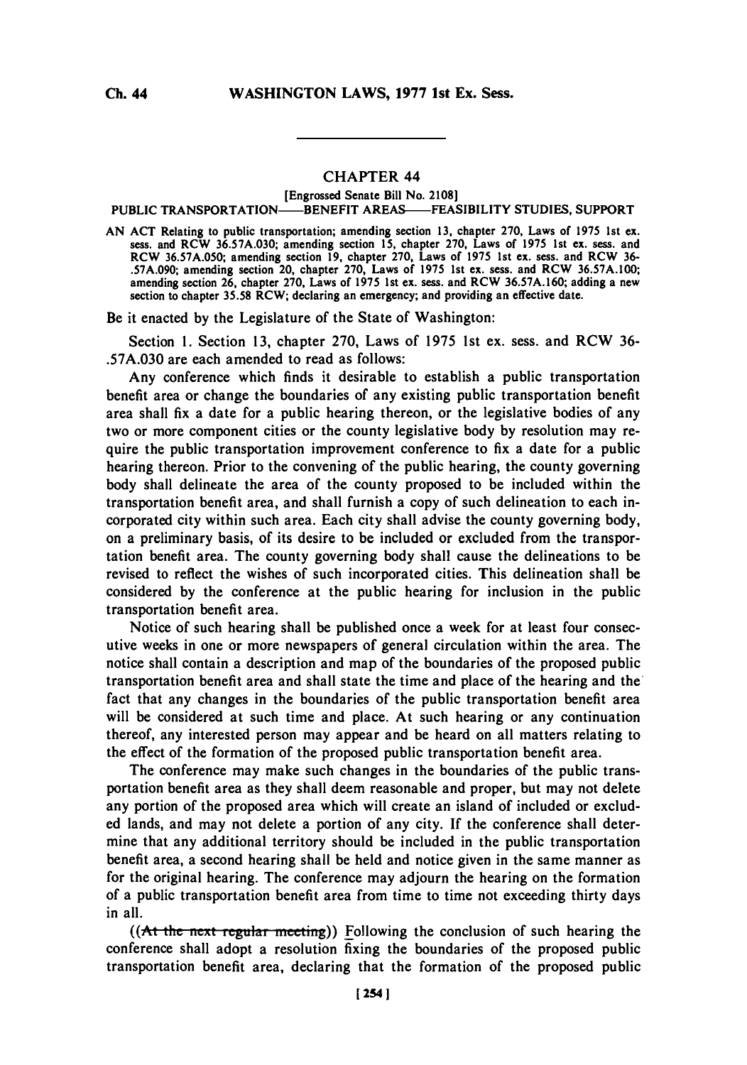## CHAPTER 44

[Engrossed Senate Bill No. 2108]

PUBLIC TRANSPORTATION——BENEFIT AREAS——FEASIBILITY STUDIES, SUPPORT

AN ACT Relating to public transportation; amending section 13, chapter 270, Laws of 1975 1st ex. sess. and RCW 36.57A.030; amending section 15, chapter 270, Laws of 1975 1st ex. sess. and RCW 36.57A.050; amending section 19, chapter 270, Laws of 1975 1st ex. sess. and RCW 36-.57A.090; amending section 20, chapter 270, Laws of 1975 1st ex. sess. and RCW 36.57A.100; amending section 26, chapter 270, Laws of 1975 1st ex. sess. and RCW 36.57A.160; adding a new section to chapter 35.58 RCW; declaring an emergency; and providing an effective date.

Be it enacted by the Legislature of the State of Washington:

Section 1. Section 13, chapter 270, Laws of 1975 1st ex. sess. and RCW 36-.57A.030 are each amended to read as follows:

Any conference which finds it desirable to establish a public transportation benefit area or change the boundaries of any existing public transportation benefit area shall fix a date for a public hearing thereon, or the legislative bodies of any two or more component cities or the county legislative body by resolution may require the public transportation improvement conference to fix a date for a public hearing thereon. Prior to the convening of the public hearing, the county governing body shall delineate the area of the county proposed to be included within the transportation benefit area, and shall furnish a copy of such delineation to each incorporated city within such area. Each city shall advise the county governing body, on a preliminary basis, of its desire to be included or excluded from the transportation benefit area. The county governing body shall cause the delineations to be revised to reflect the wishes of such incorporated cities. This delineation shall be considered by the conference at the public hearing for inclusion in the public transportation benefit area.

Notice of such hearing shall be published once a week for at least four consecutive weeks in one or more newspapers of general circulation within the area. The notice shall contain a description and map of the boundaries of the proposed public transportation benefit area and shall state the time and place of the hearing and the fact that any changes in the boundaries of the public transportation benefit area will be considered at such time and place. At such hearing or any continuation thereof, any interested person may appear and be heard on all matters relating to the effect of the formation of the proposed public transportation benefit area.

The conference may make such changes in the boundaries of the public transportation benefit area as they shall deem reasonable and proper, but may not delete any portion of the proposed area which will create an island of included or excluded lands, and may not delete a portion of any city. If the conference shall determine that any additional territory should be included in the public transportation benefit area, a second hearing shall be held and notice given in the same manner as for the original hearing. The conference may adjourn the hearing on the formation of a public transportation benefit area from time to time not exceeding thirty days in all.

((~~At the next regular meeting~~)) Following the conclusion of such hearing the conference shall adopt a resolution fixing the boundaries of the proposed public transportation benefit area, declaring that the formation of the proposed public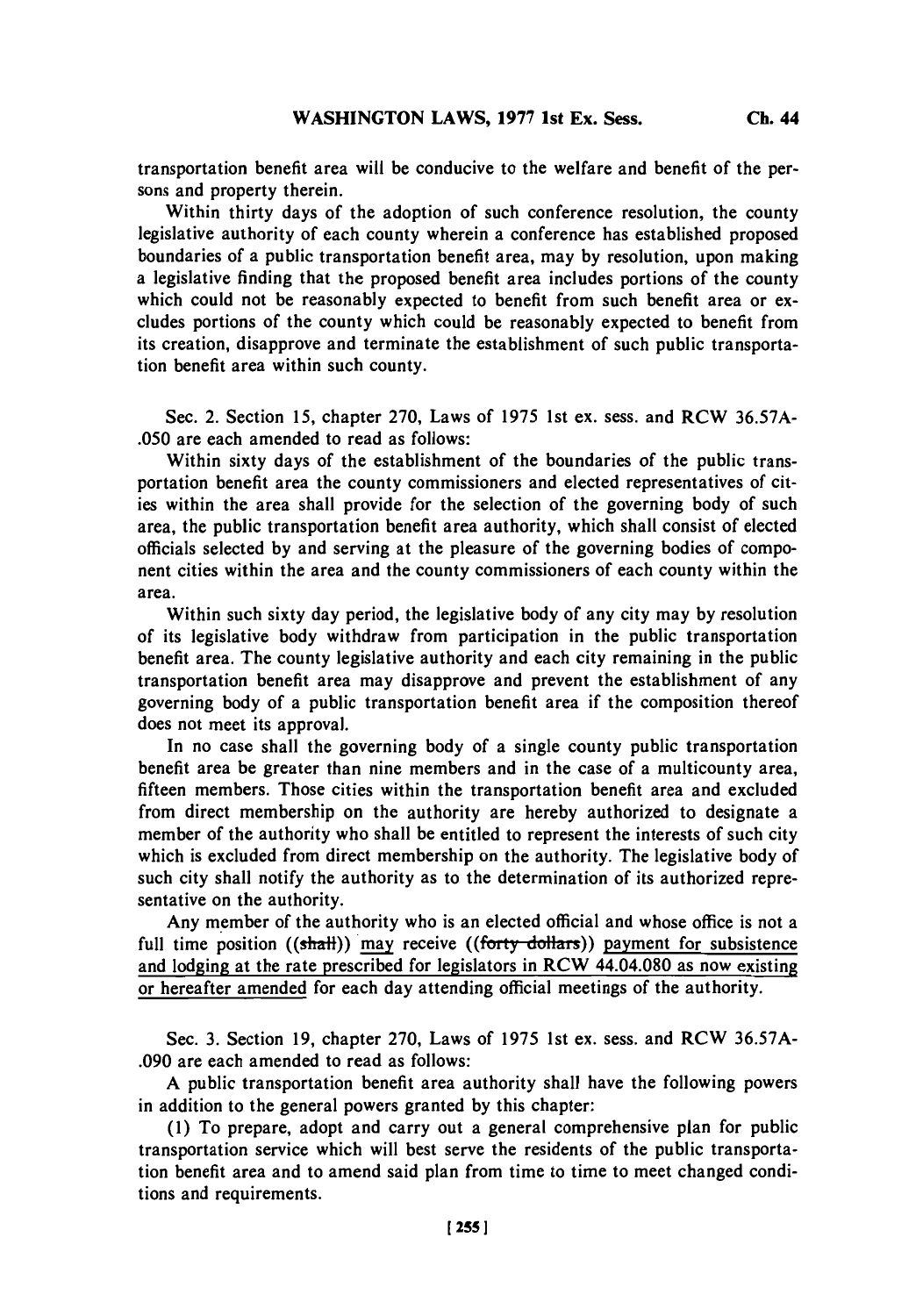transportation benefit area will be conducive to the welfare and benefit of the persons and property therein.

Within thirty days of the adoption of such conference resolution, the county legislative authority of each county wherein a conference has established proposed boundaries of a public transportation benefit area, may by resolution, upon making a legislative finding that the proposed benefit area includes portions of the county which could not be reasonably expected to benefit from such benefit area or excludes portions of the county which could be reasonably expected to benefit from its creation, disapprove and terminate the establishment of such public transportation benefit area within such county.

Sec. 2. Section 15, chapter 270, Laws of 1975 1st ex. sess. and RCW 36.57A-.050 are each amended to read as follows:

Within sixty days of the establishment of the boundaries of the public transportation benefit area the county commissioners and elected representatives of cities within the area shall provide for the selection of the governing body of such area, the public transportation benefit area authority, which shall consist of elected officials selected by and serving at the pleasure of the governing bodies of component cities within the area and the county commissioners of each county within the area.

Within such sixty day period, the legislative body of any city may by resolution of its legislative body withdraw from participation in the public transportation benefit area. The county legislative authority and each city remaining in the public transportation benefit area may disapprove and prevent the establishment of any governing body of a public transportation benefit area if the composition thereof does not meet its approval.

In no case shall the governing body of a single county public transportation benefit area be greater than nine members and in the case of a multicounty area, fifteen members. Those cities within the transportation benefit area and excluded from direct membership on the authority are hereby authorized to designate a member of the authority who shall be entitled to represent the interests of such city which is excluded from direct membership on the authority. The legislative body of such city shall notify the authority as to the determination of its authorized representative on the authority.

Any member of the authority who is an elected official and whose office is not a full time position ((~~shall~~)) <u>may</u> receive ((~~forty dollars~~)) <u>payment for subsistence and lodging at the rate prescribed for legislators in RCW 44.04.080 as now existing or hereafter amended</u> for each day attending official meetings of the authority.

Sec. 3. Section 19, chapter 270, Laws of 1975 1st ex. sess. and RCW 36.57A-.090 are each amended to read as follows:

A public transportation benefit area authority shall have the following powers in addition to the general powers granted by this chapter:

(1) To prepare, adopt and carry out a general comprehensive plan for public transportation service which will best serve the residents of the public transportation benefit area and to amend said plan from time to time to meet changed conditions and requirements.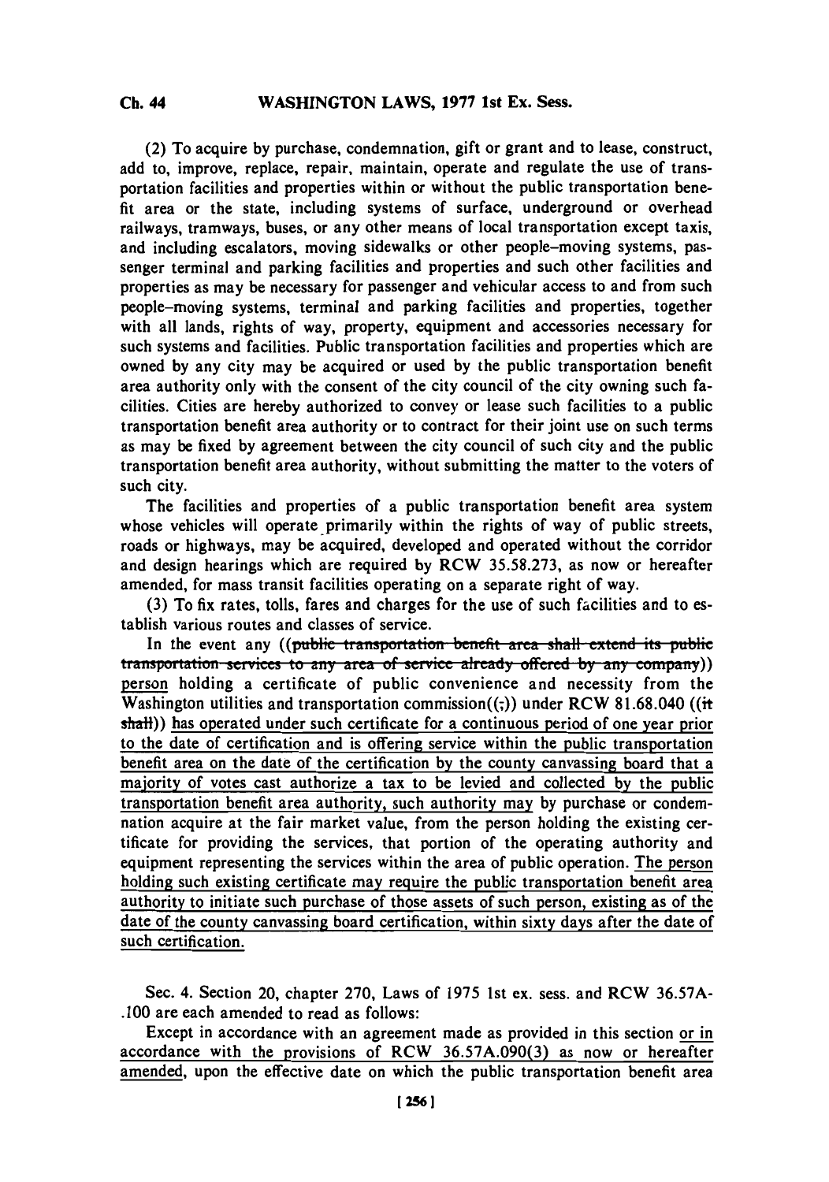(2) To acquire by purchase, condemnation, gift or grant and to lease, construct, add to, improve, replace, repair, maintain, operate and regulate the use of transportation facilities and properties within or without the public transportation benefit area or the state, including systems of surface, underground or overhead railways, tramways, buses, or any other means of local transportation except taxis, and including escalators, moving sidewalks or other people-moving systems, passenger terminal and parking facilities and properties and such other facilities and properties as may be necessary for passenger and vehicular access to and from such people-moving systems, terminal and parking facilities and properties, together with all lands, rights of way, property, equipment and accessories necessary for such systems and facilities. Public transportation facilities and properties which are owned by any city may be acquired or used by the public transportation benefit area authority only with the consent of the city council of the city owning such facilities. Cities are hereby authorized to convey or lease such facilities to a public transportation benefit area authority or to contract for their joint use on such terms as may be fixed by agreement between the city council of such city and the public transportation benefit area authority, without submitting the matter to the voters of such city.

The facilities and properties of a public transportation benefit area system whose vehicles will operate primarily within the rights of way of public streets, roads or highways, may be acquired, developed and operated without the corridor and design hearings which are required by RCW 35.58.273, as now or hereafter amended, for mass transit facilities operating on a separate right of way.

(3) To fix rates, tolls, fares and charges for the use of such facilities and to establish various routes and classes of service.

In the event any ((~~public transportation benefit area shall extend its public transportation services to any area of service already offered by any company~~)) person holding a certificate of public convenience and necessity from the Washington utilities and transportation commission((~~;~~)) under RCW 81.68.040 ((~~it shall~~)) has operated under such certificate for a continuous period of one year prior to the date of certification and is offering service within the public transportation benefit area on the date of the certification by the county canvassing board that a majority of votes cast authorize a tax to be levied and collected by the public transportation benefit area authority, such authority may by purchase or condemnation acquire at the fair market value, from the person holding the existing certificate for providing the services, that portion of the operating authority and equipment representing the services within the area of public operation. The person holding such existing certificate may require the public transportation benefit area authority to initiate such purchase of those assets of such person, existing as of the date of the county canvassing board certification, within sixty days after the date of such certification.

Sec. 4. Section 20, chapter 270, Laws of 1975 1st ex. sess. and RCW 36.57A.100 are each amended to read as follows:

Except in accordance with an agreement made as provided in this section or in accordance with the provisions of RCW 36.57A.090(3) as now or hereafter amended, upon the effective date on which the public transportation benefit area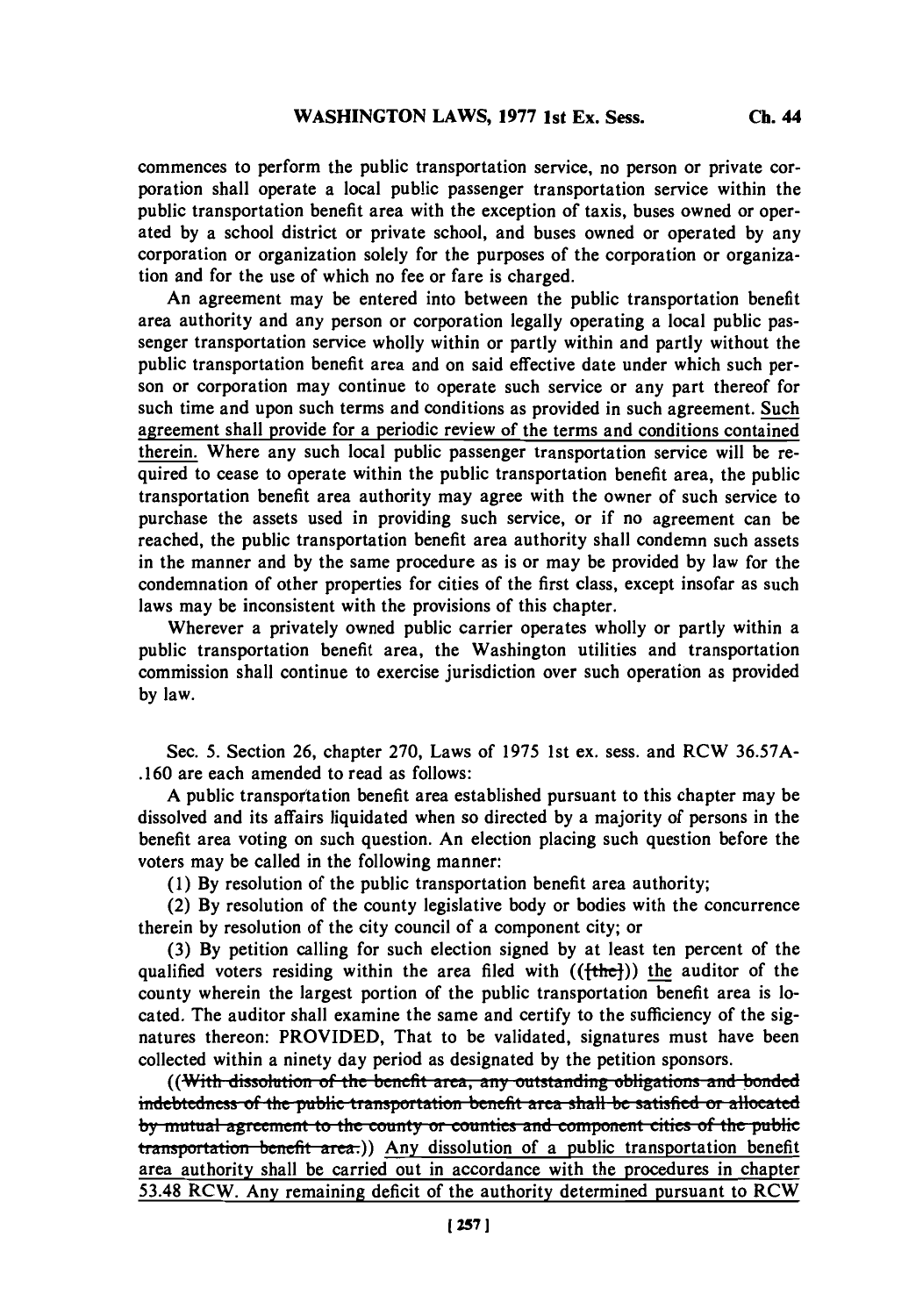commences to perform the public transportation service, no person or private corporation shall operate a local public passenger transportation service within the public transportation benefit area with the exception of taxis, buses owned or operated by a school district or private school, and buses owned or operated by any corporation or organization solely for the purposes of the corporation or organization and for the use of which no fee or fare is charged.

An agreement may be entered into between the public transportation benefit area authority and any person or corporation legally operating a local public passenger transportation service wholly within or partly within and partly without the public transportation benefit area and on said effective date under which such person or corporation may continue to operate such service or any part thereof for such time and upon such terms and conditions as provided in such agreement. Such agreement shall provide for a periodic review of the terms and conditions contained therein. Where any such local public passenger transportation service will be required to cease to operate within the public transportation benefit area, the public transportation benefit area authority may agree with the owner of such service to purchase the assets used in providing such service, or if no agreement can be reached, the public transportation benefit area authority shall condemn such assets in the manner and by the same procedure as is or may be provided by law for the condemnation of other properties for cities of the first class, except insofar as such laws may be inconsistent with the provisions of this chapter.

Wherever a privately owned public carrier operates wholly or partly within a public transportation benefit area, the Washington utilities and transportation commission shall continue to exercise jurisdiction over such operation as provided by law.

Sec. 5. Section 26, chapter 270, Laws of 1975 1st ex. sess. and RCW 36.57A-.160 are each amended to read as follows:

A public transportation benefit area established pursuant to this chapter may be dissolved and its affairs liquidated when so directed by a majority of persons in the benefit area voting on such question. An election placing such question before the voters may be called in the following manner:

(1) By resolution of the public transportation benefit area authority;

(2) By resolution of the county legislative body or bodies with the concurrence therein by resolution of the city council of a component city; or

(3) By petition calling for such election signed by at least ten percent of the qualified voters residing within the area filed with (([the])) the auditor of the county wherein the largest portion of the public transportation benefit area is located. The auditor shall examine the same and certify to the sufficiency of the signatures thereon: PROVIDED, That to be validated, signatures must have been collected within a ninety day period as designated by the petition sponsors.

((~~With dissolution of the benefit area, any outstanding obligations and bonded indebtedness of the public transportation benefit area shall be satisfied or allocated by mutual agreement to the county or counties and component cities of the public transportation benefit area.~~)) Any dissolution of a public transportation benefit area authority shall be carried out in accordance with the procedures in chapter 53.48 RCW. Any remaining deficit of the authority determined pursuant to RCW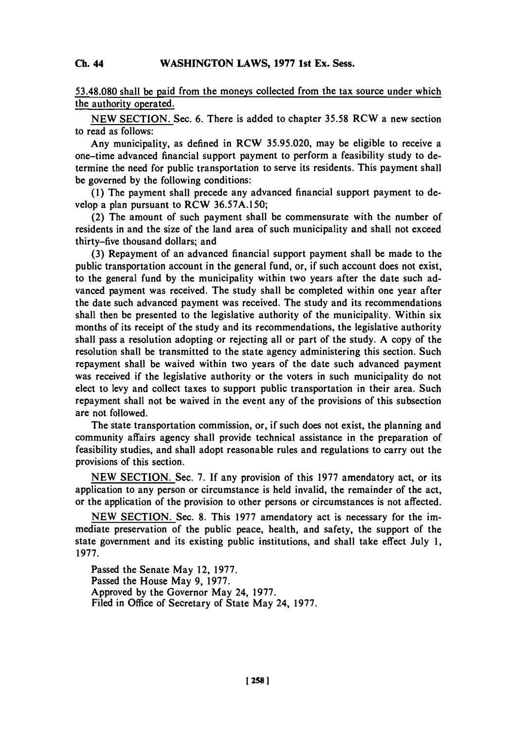53.48.080 shall be paid from the moneys collected from the tax source under which the authority operated.

NEW SECTION. Sec. 6. There is added to chapter 35.58 RCW a new section to read as follows:

Any municipality, as defined in RCW 35.95.020, may be eligible to receive a one-time advanced financial support payment to perform a feasibility study to determine the need for public transportation to serve its residents. This payment shall be governed by the following conditions:

(1) The payment shall precede any advanced financial support payment to develop a plan pursuant to RCW 36.57A.150;

(2) The amount of such payment shall be commensurate with the number of residents in and the size of the land area of such municipality and shall not exceed thirty-five thousand dollars; and

(3) Repayment of an advanced financial support payment shall be made to the public transportation account in the general fund, or, if such account does not exist, to the general fund by the municipality within two years after the date such advanced payment was received. The study shall be completed within one year after the date such advanced payment was received. The study and its recommendations shall then be presented to the legislative authority of the municipality. Within six months of its receipt of the study and its recommendations, the legislative authority shall pass a resolution adopting or rejecting all or part of the study. A copy of the resolution shall be transmitted to the state agency administering this section. Such repayment shall be waived within two years of the date such advanced payment was received if the legislative authority or the voters in such municipality do not elect to levy and collect taxes to support public transportation in their area. Such repayment shall not be waived in the event any of the provisions of this subsection are not followed.

The state transportation commission, or, if such does not exist, the planning and community affairs agency shall provide technical assistance in the preparation of feasibility studies, and shall adopt reasonable rules and regulations to carry out the provisions of this section.

NEW SECTION. Sec. 7. If any provision of this 1977 amendatory act, or its application to any person or circumstance is held invalid, the remainder of the act, or the application of the provision to other persons or circumstances is not affected.

NEW SECTION. Sec. 8. This 1977 amendatory act is necessary for the immediate preservation of the public peace, health, and safety, the support of the state government and its existing public institutions, and shall take effect July 1, 1977.

Passed the Senate May 12, 1977.
Passed the House May 9, 1977.
Approved by the Governor May 24, 1977.
Filed in Office of Secretary of State May 24, 1977.